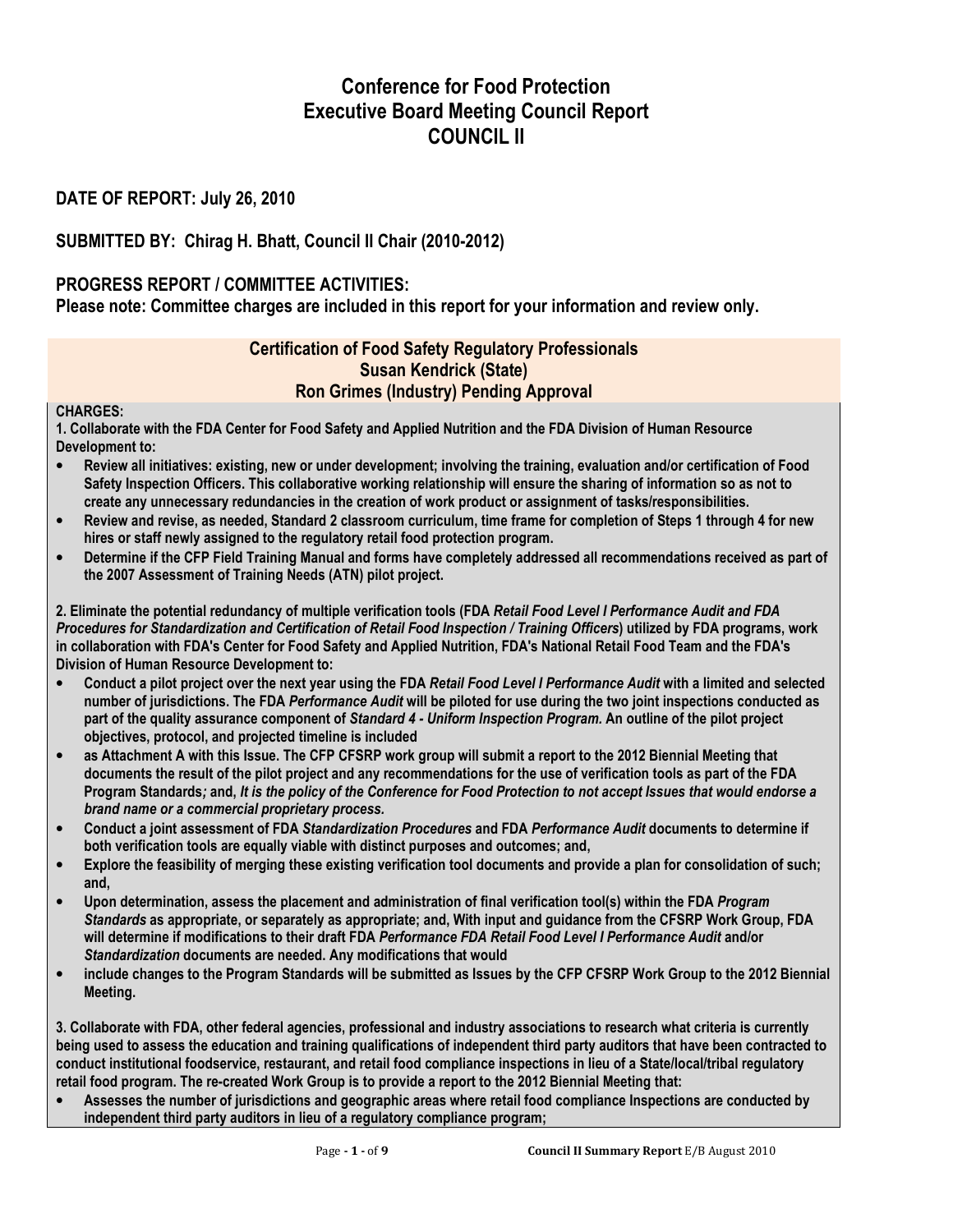# Conference for Food Protection
# Executive Board Meeting Council Report
# COUNCIL II

**DATE OF REPORT: July 26, 2010**

**SUBMITTED BY: Chirag H. Bhatt, Council II Chair (2010-2012)**

**PROGRESS REPORT / COMMITTEE ACTIVITIES:**
**Please note: Committee charges are included in this report for your information and review only.**

## Certification of Food Safety Regulatory Professionals
### Susan Kendrick (State)
### Ron Grimes (Industry) Pending Approval

**CHARGES:**

**1. Collaborate with the FDA Center for Food Safety and Applied Nutrition and the FDA Division of Human Resource Development to:**

- **Review all initiatives: existing, new or under development; involving the training, evaluation and/or certification of Food Safety Inspection Officers. This collaborative working relationship will ensure the sharing of information so as not to create any unnecessary redundancies in the creation of work product or assignment of tasks/responsibilities.**
- **Review and revise, as needed, Standard 2 classroom curriculum, time frame for completion of Steps 1 through 4 for new hires or staff newly assigned to the regulatory retail food protection program.**
- **Determine if the CFP Field Training Manual and forms have completely addressed all recommendations received as part of the 2007 Assessment of Training Needs (ATN) pilot project.**

**2. Eliminate the potential redundancy of multiple verification tools (FDA *Retail Food Level I Performance Audit and FDA Procedures for Standardization and Certification of Retail Food Inspection / Training Officers*) utilized by FDA programs, work in collaboration with FDA's Center for Food Safety and Applied Nutrition, FDA's National Retail Food Team and the FDA's Division of Human Resource Development to:**

- **Conduct a pilot project over the next year using the FDA *Retail Food Level I Performance Audit* with a limited and selected number of jurisdictions. The FDA *Performance Audit* will be piloted for use during the two joint inspections conducted as part of the quality assurance component of *Standard 4 - Uniform Inspection Program.* An outline of the pilot project objectives, protocol, and projected timeline is included**
- **as Attachment A with this Issue. The CFP CFSRP work group will submit a report to the 2012 Biennial Meeting that documents the result of the pilot project and any recommendations for the use of verification tools as part of the FDA Program Standards*;* and, *It is the policy of the Conference for Food Protection to not accept Issues that would endorse a brand name or a commercial proprietary process.***
- **Conduct a joint assessment of FDA *Standardization Procedures* and FDA *Performance Audit* documents to determine if both verification tools are equally viable with distinct purposes and outcomes; and,**
- **Explore the feasibility of merging these existing verification tool documents and provide a plan for consolidation of such; and,**
- **Upon determination, assess the placement and administration of final verification tool(s) within the FDA *Program Standards* as appropriate, or separately as appropriate; and, With input and guidance from the CFSRP Work Group, FDA will determine if modifications to their draft FDA *Performance FDA Retail Food Level I Performance Audit* and/or *Standardization* documents are needed. Any modifications that would**
- **include changes to the Program Standards will be submitted as Issues by the CFP CFSRP Work Group to the 2012 Biennial Meeting.**

**3. Collaborate with FDA, other federal agencies, professional and industry associations to research what criteria is currently being used to assess the education and training qualifications of independent third party auditors that have been contracted to conduct institutional foodservice, restaurant, and retail food compliance inspections in lieu of a State/local/tribal regulatory retail food program. The re-created Work Group is to provide a report to the 2012 Biennial Meeting that:**

- **Assesses the number of jurisdictions and geographic areas where retail food compliance Inspections are conducted by independent third party auditors in lieu of a regulatory compliance program;**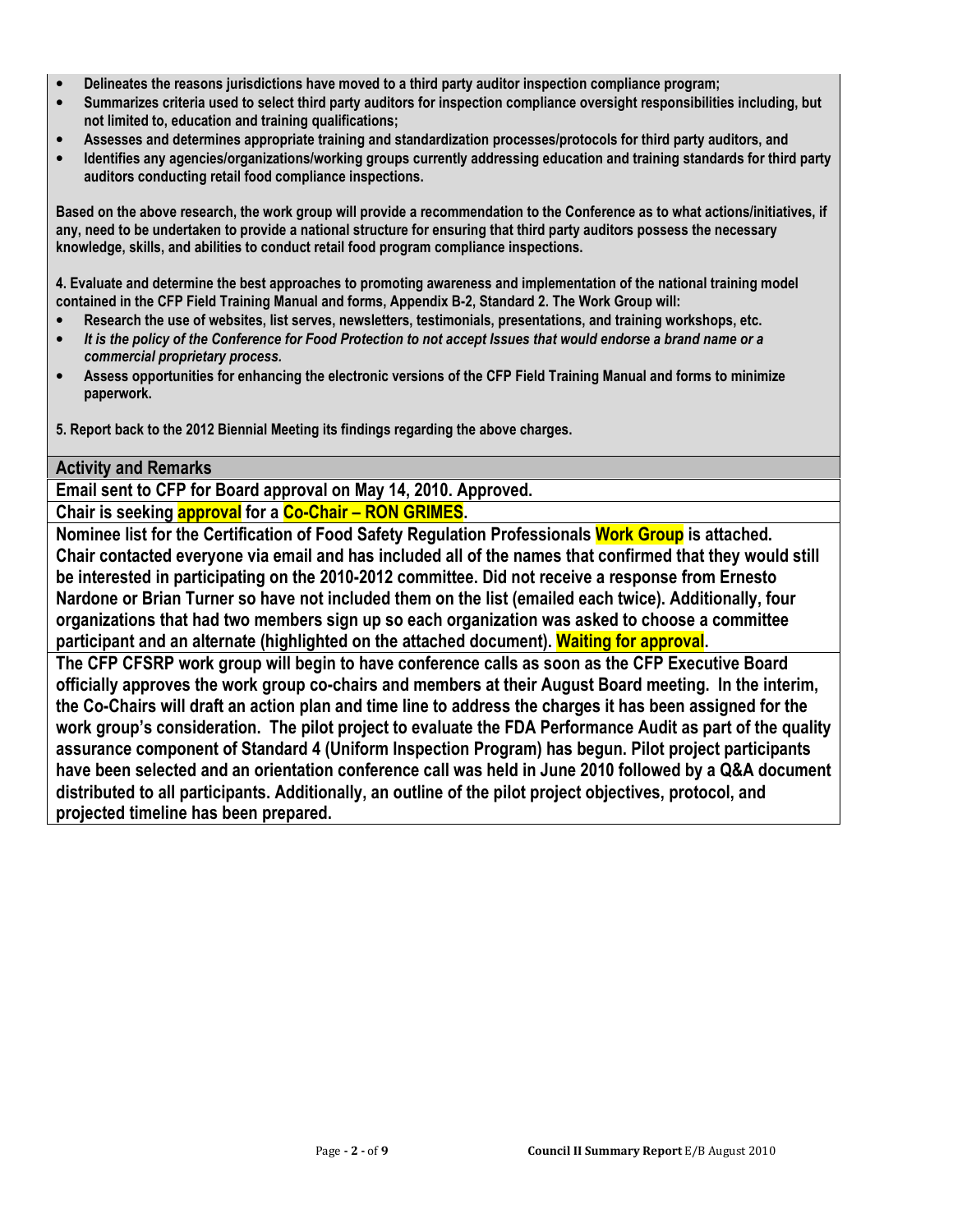- **Delineates the reasons jurisdictions have moved to a third party auditor inspection compliance program;**
- **Summarizes criteria used to select third party auditors for inspection compliance oversight responsibilities including, but not limited to, education and training qualifications;**
- **Assesses and determines appropriate training and standardization processes/protocols for third party auditors, and**
- **Identifies any agencies/organizations/working groups currently addressing education and training standards for third party auditors conducting retail food compliance inspections.**

**Based on the above research, the work group will provide a recommendation to the Conference as to what actions/initiatives, if any, need to be undertaken to provide a national structure for ensuring that third party auditors possess the necessary knowledge, skills, and abilities to conduct retail food program compliance inspections.**

**4. Evaluate and determine the best approaches to promoting awareness and implementation of the national training model contained in the CFP Field Training Manual and forms, Appendix B-2, Standard 2. The Work Group will:**

- **Research the use of websites, list serves, newsletters, testimonials, presentations, and training workshops, etc.**
- ***It is the policy of the Conference for Food Protection to not accept Issues that would endorse a brand name or a commercial proprietary process.***
- **Assess opportunities for enhancing the electronic versions of the CFP Field Training Manual and forms to minimize paperwork.**

**5. Report back to the 2012 Biennial Meeting its findings regarding the above charges.**

## Activity and Remarks

**Email sent to CFP for Board approval on May 14, 2010. Approved.**

**Chair is seeking approval for a Co-Chair – RON GRIMES.**

**Nominee list for the Certification of Food Safety Regulation Professionals Work Group is attached. Chair contacted everyone via email and has included all of the names that confirmed that they would still be interested in participating on the 2010-2012 committee. Did not receive a response from Ernesto Nardone or Brian Turner so have not included them on the list (emailed each twice). Additionally, four organizations that had two members sign up so each organization was asked to choose a committee participant and an alternate (highlighted on the attached document). Waiting for approval.**

**The CFP CFSRP work group will begin to have conference calls as soon as the CFP Executive Board officially approves the work group co-chairs and members at their August Board meeting. In the interim, the Co-Chairs will draft an action plan and time line to address the charges it has been assigned for the work group's consideration. The pilot project to evaluate the FDA Performance Audit as part of the quality assurance component of Standard 4 (Uniform Inspection Program) has begun. Pilot project participants have been selected and an orientation conference call was held in June 2010 followed by a Q&A document distributed to all participants. Additionally, an outline of the pilot project objectives, protocol, and projected timeline has been prepared.**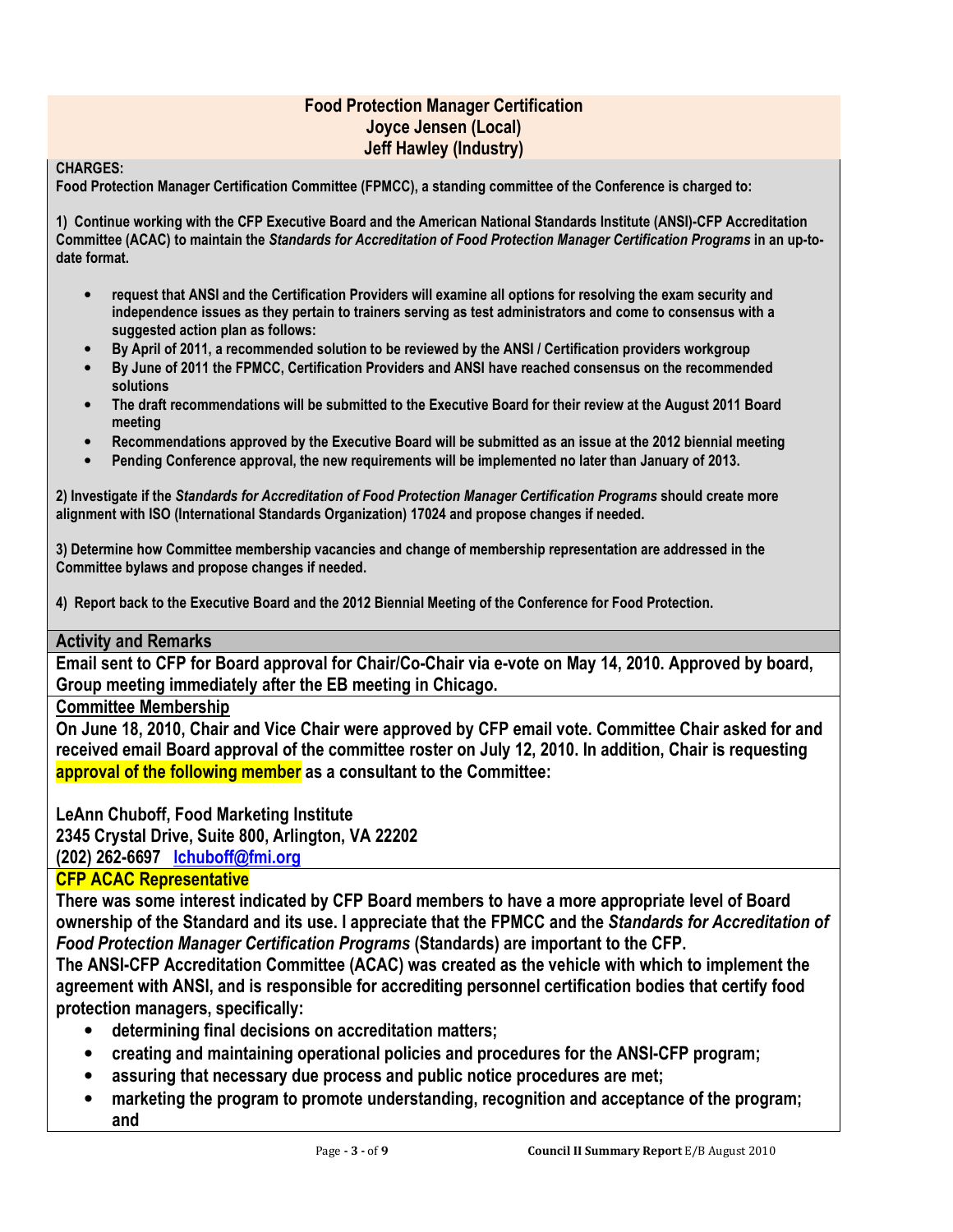## Food Protection Manager Certification
### Joyce Jensen (Local)
### Jeff Hawley (Industry)

**CHARGES:**

**Food Protection Manager Certification Committee (FPMCC), a standing committee of the Conference is charged to:**

**1) Continue working with the CFP Executive Board and the American National Standards Institute (ANSI)-CFP Accreditation Committee (ACAC) to maintain the *Standards for Accreditation of Food Protection Manager Certification Programs* in an up-to-date format.**

- **request that ANSI and the Certification Providers will examine all options for resolving the exam security and independence issues as they pertain to trainers serving as test administrators and come to consensus with a suggested action plan as follows:**
- **By April of 2011, a recommended solution to be reviewed by the ANSI / Certification providers workgroup**
- **By June of 2011 the FPMCC, Certification Providers and ANSI have reached consensus on the recommended solutions**
- **The draft recommendations will be submitted to the Executive Board for their review at the August 2011 Board meeting**
- **Recommendations approved by the Executive Board will be submitted as an issue at the 2012 biennial meeting**
- **Pending Conference approval, the new requirements will be implemented no later than January of 2013.**

**2) Investigate if the *Standards for Accreditation of Food Protection Manager Certification Programs* should create more alignment with ISO (International Standards Organization) 17024 and propose changes if needed.**

**3) Determine how Committee membership vacancies and change of membership representation are addressed in the Committee bylaws and propose changes if needed.**

**4) Report back to the Executive Board and the 2012 Biennial Meeting of the Conference for Food Protection.**

### Activity and Remarks

**Email sent to CFP for Board approval for Chair/Co-Chair via e-vote on May 14, 2010. Approved by board, Group meeting immediately after the EB meeting in Chicago.**

**Committee Membership**

**On June 18, 2010, Chair and Vice Chair were approved by CFP email vote. Committee Chair asked for and received email Board approval of the committee roster on July 12, 2010. In addition, Chair is requesting approval of the following member as a consultant to the Committee:**

**LeAnn Chuboff, Food Marketing Institute**
**2345 Crystal Drive, Suite 800, Arlington, VA 22202**
**(202) 262-6697 lchuboff@fmi.org**

**CFP ACAC Representative**

**There was some interest indicated by CFP Board members to have a more appropriate level of Board ownership of the Standard and its use. I appreciate that the FPMCC and the *Standards for Accreditation of Food Protection Manager Certification Programs* (Standards) are important to the CFP.**

**The ANSI-CFP Accreditation Committee (ACAC) was created as the vehicle with which to implement the agreement with ANSI, and is responsible for accrediting personnel certification bodies that certify food protection managers, specifically:**

- **determining final decisions on accreditation matters;**
- **creating and maintaining operational policies and procedures for the ANSI-CFP program;**
- **assuring that necessary due process and public notice procedures are met;**
- **marketing the program to promote understanding, recognition and acceptance of the program; and**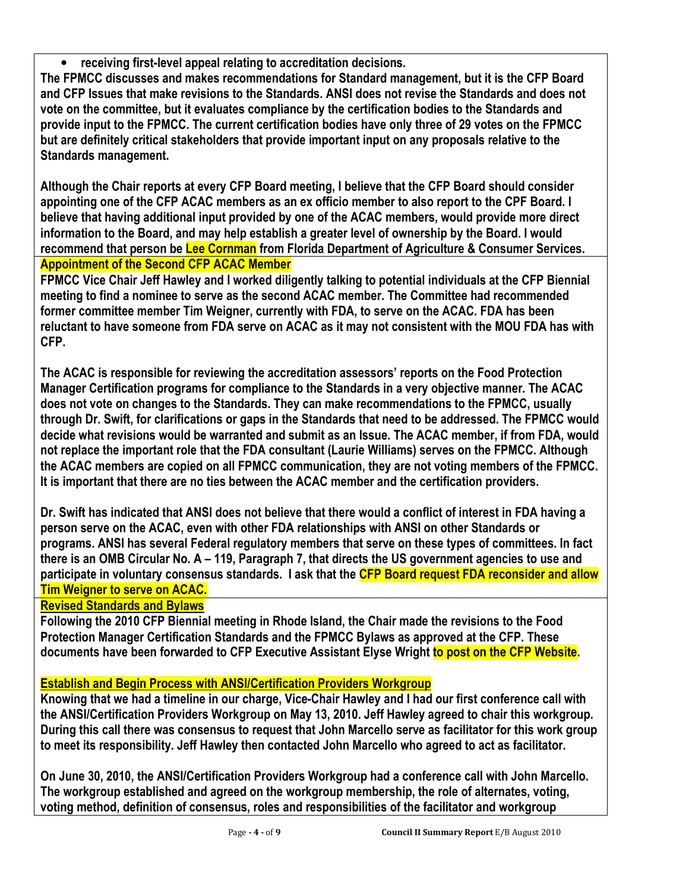- **receiving first-level appeal relating to accreditation decisions.**

**The FPMCC discusses and makes recommendations for Standard management, but it is the CFP Board and CFP Issues that make revisions to the Standards. ANSI does not revise the Standards and does not vote on the committee, but it evaluates compliance by the certification bodies to the Standards and provide input to the FPMCC. The current certification bodies have only three of 29 votes on the FPMCC but are definitely critical stakeholders that provide important input on any proposals relative to the Standards management.**

**Although the Chair reports at every CFP Board meeting, I believe that the CFP Board should consider appointing one of the CFP ACAC members as an ex officio member to also report to the CPF Board. I believe that having additional input provided by one of the ACAC members, would provide more direct information to the Board, and may help establish a greater level of ownership by the Board. I would recommend that person be Lee Cornman from Florida Department of Agriculture & Consumer Services.**

**Appointment of the Second CFP ACAC Member**

**FPMCC Vice Chair Jeff Hawley and I worked diligently talking to potential individuals at the CFP Biennial meeting to find a nominee to serve as the second ACAC member. The Committee had recommended former committee member Tim Weigner, currently with FDA, to serve on the ACAC. FDA has been reluctant to have someone from FDA serve on ACAC as it may not consistent with the MOU FDA has with CFP.**

**The ACAC is responsible for reviewing the accreditation assessors' reports on the Food Protection Manager Certification programs for compliance to the Standards in a very objective manner. The ACAC does not vote on changes to the Standards. They can make recommendations to the FPMCC, usually through Dr. Swift, for clarifications or gaps in the Standards that need to be addressed. The FPMCC would decide what revisions would be warranted and submit as an Issue. The ACAC member, if from FDA, would not replace the important role that the FDA consultant (Laurie Williams) serves on the FPMCC. Although the ACAC members are copied on all FPMCC communication, they are not voting members of the FPMCC. It is important that there are no ties between the ACAC member and the certification providers.**

**Dr. Swift has indicated that ANSI does not believe that there would a conflict of interest in FDA having a person serve on the ACAC, even with other FDA relationships with ANSI on other Standards or programs. ANSI has several Federal regulatory members that serve on these types of committees. In fact there is an OMB Circular No. A – 119, Paragraph 7, that directs the US government agencies to use and participate in voluntary consensus standards. I ask that the CFP Board request FDA reconsider and allow Tim Weigner to serve on ACAC.**

**Revised Standards and Bylaws**

**Following the 2010 CFP Biennial meeting in Rhode Island, the Chair made the revisions to the Food Protection Manager Certification Standards and the FPMCC Bylaws as approved at the CFP. These documents have been forwarded to CFP Executive Assistant Elyse Wright to post on the CFP Website.**

**Establish and Begin Process with ANSI/Certification Providers Workgroup**

**Knowing that we had a timeline in our charge, Vice-Chair Hawley and I had our first conference call with the ANSI/Certification Providers Workgroup on May 13, 2010. Jeff Hawley agreed to chair this workgroup. During this call there was consensus to request that John Marcello serve as facilitator for this work group to meet its responsibility. Jeff Hawley then contacted John Marcello who agreed to act as facilitator.**

**On June 30, 2010, the ANSI/Certification Providers Workgroup had a conference call with John Marcello. The workgroup established and agreed on the workgroup membership, the role of alternates, voting, voting method, definition of consensus, roles and responsibilities of the facilitator and workgroup**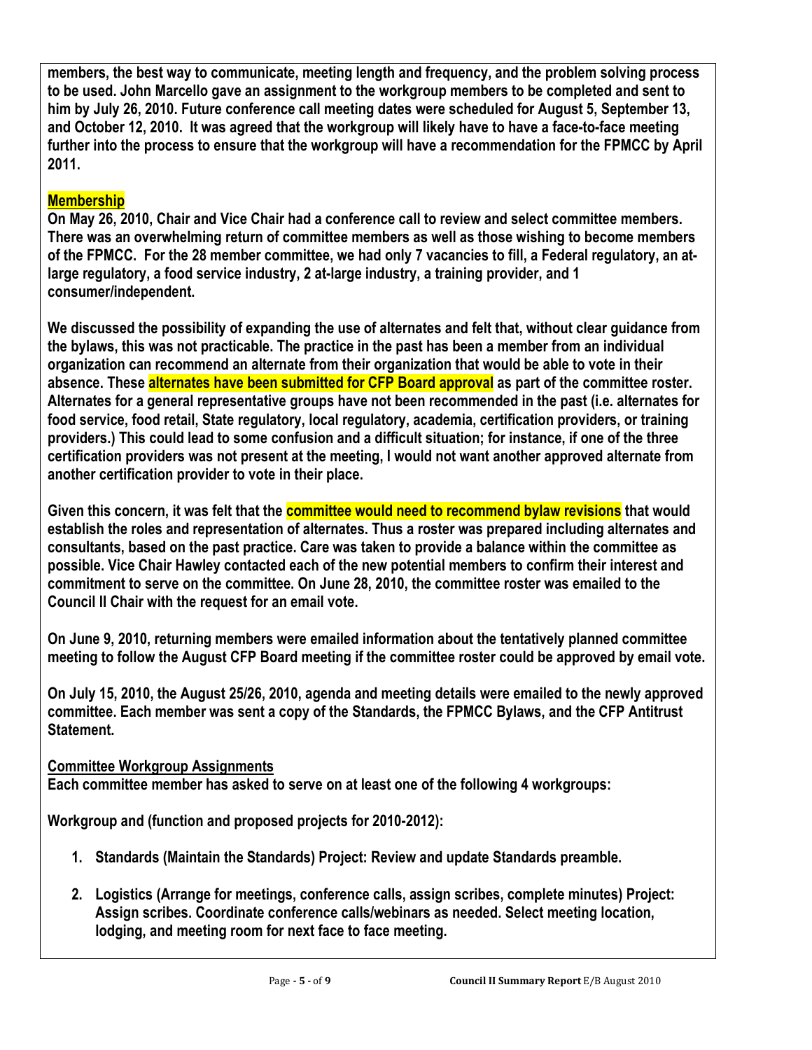members, the best way to communicate, meeting length and frequency, and the problem solving process to be used. John Marcello gave an assignment to the workgroup members to be completed and sent to him by July 26, 2010. Future conference call meeting dates were scheduled for August 5, September 13, and October 12, 2010. It was agreed that the workgroup will likely have to have a face-to-face meeting further into the process to ensure that the workgroup will have a recommendation for the FPMCC by April 2011.

**Membership**

On May 26, 2010, Chair and Vice Chair had a conference call to review and select committee members. There was an overwhelming return of committee members as well as those wishing to become members of the FPMCC. For the 28 member committee, we had only 7 vacancies to fill, a Federal regulatory, an at-large regulatory, a food service industry, 2 at-large industry, a training provider, and 1 consumer/independent.

We discussed the possibility of expanding the use of alternates and felt that, without clear guidance from the bylaws, this was not practicable. The practice in the past has been a member from an individual organization can recommend an alternate from their organization that would be able to vote in their absence. These alternates have been submitted for CFP Board approval as part of the committee roster. Alternates for a general representative groups have not been recommended in the past (i.e. alternates for food service, food retail, State regulatory, local regulatory, academia, certification providers, or training providers.) This could lead to some confusion and a difficult situation; for instance, if one of the three certification providers was not present at the meeting, I would not want another approved alternate from another certification provider to vote in their place.

Given this concern, it was felt that the committee would need to recommend bylaw revisions that would establish the roles and representation of alternates. Thus a roster was prepared including alternates and consultants, based on the past practice. Care was taken to provide a balance within the committee as possible. Vice Chair Hawley contacted each of the new potential members to confirm their interest and commitment to serve on the committee. On June 28, 2010, the committee roster was emailed to the Council II Chair with the request for an email vote.

On June 9, 2010, returning members were emailed information about the tentatively planned committee meeting to follow the August CFP Board meeting if the committee roster could be approved by email vote.

On July 15, 2010, the August 25/26, 2010, agenda and meeting details were emailed to the newly approved committee. Each member was sent a copy of the Standards, the FPMCC Bylaws, and the CFP Antitrust Statement.

**Committee Workgroup Assignments**

Each committee member has asked to serve on at least one of the following 4 workgroups:

Workgroup and (function and proposed projects for 2010-2012):

1. Standards (Maintain the Standards) Project: Review and update Standards preamble.
2. Logistics (Arrange for meetings, conference calls, assign scribes, complete minutes) Project: Assign scribes. Coordinate conference calls/webinars as needed. Select meeting location, lodging, and meeting room for next face to face meeting.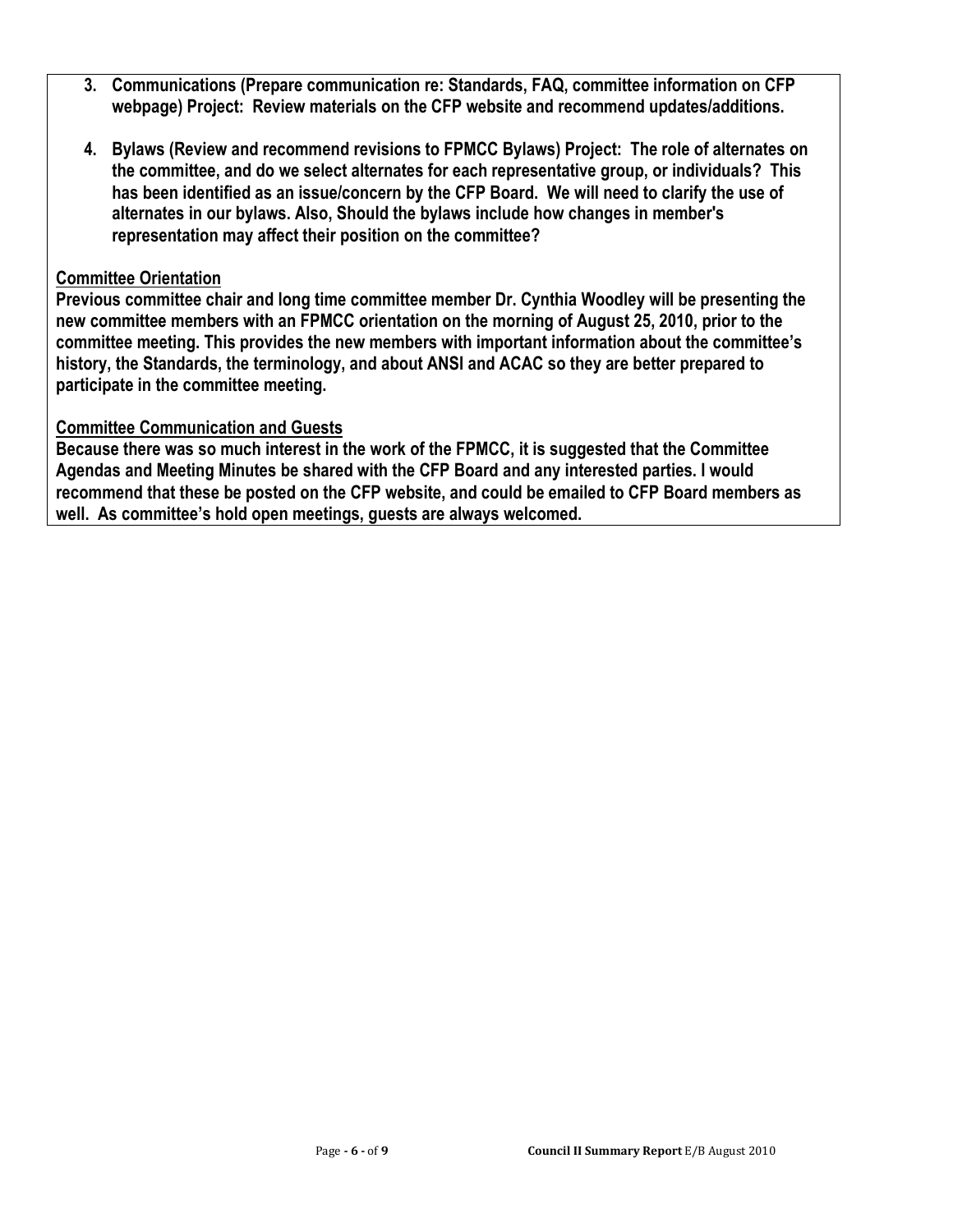3. **Communications (Prepare communication re: Standards, FAQ, committee information on CFP webpage) Project: Review materials on the CFP website and recommend updates/additions.**

4. **Bylaws (Review and recommend revisions to FPMCC Bylaws) Project: The role of alternates on the committee, and do we select alternates for each representative group, or individuals? This has been identified as an issue/concern by the CFP Board. We will need to clarify the use of alternates in our bylaws. Also, Should the bylaws include how changes in member's representation may affect their position on the committee?**

**Committee Orientation**

**Previous committee chair and long time committee member Dr. Cynthia Woodley will be presenting the new committee members with an FPMCC orientation on the morning of August 25, 2010, prior to the committee meeting. This provides the new members with important information about the committee's history, the Standards, the terminology, and about ANSI and ACAC so they are better prepared to participate in the committee meeting.**

**Committee Communication and Guests**

**Because there was so much interest in the work of the FPMCC, it is suggested that the Committee Agendas and Meeting Minutes be shared with the CFP Board and any interested parties. I would recommend that these be posted on the CFP website, and could be emailed to CFP Board members as well. As committee's hold open meetings, guests are always welcomed.**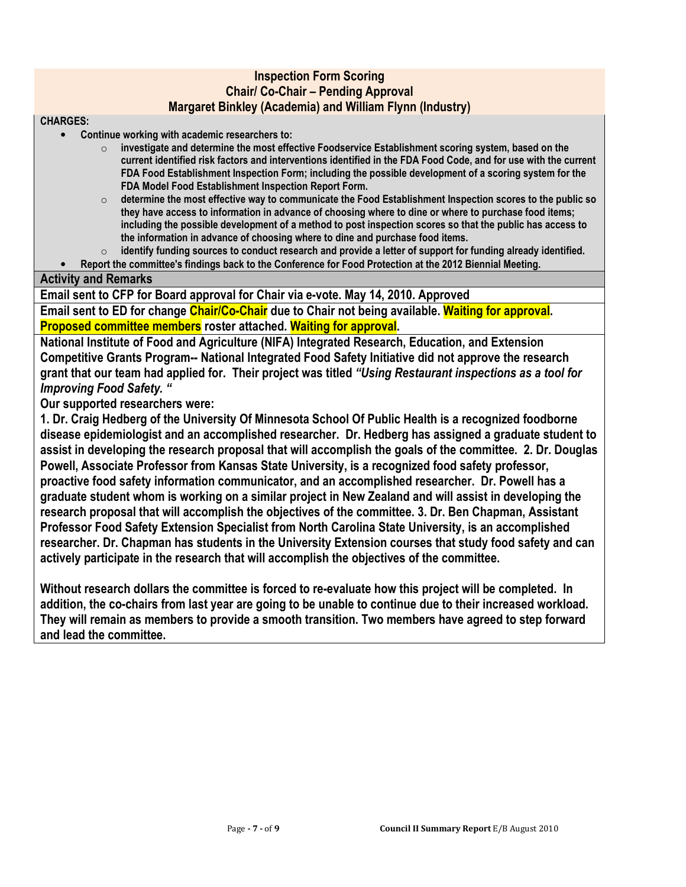## Inspection Form Scoring
### Chair/ Co-Chair – Pending Approval
### Margaret Binkley (Academia) and William Flynn (Industry)

**CHARGES:**

- **Continue working with academic researchers to:**
  - **investigate and determine the most effective Foodservice Establishment scoring system, based on the current identified risk factors and interventions identified in the FDA Food Code, and for use with the current FDA Food Establishment Inspection Form; including the possible development of a scoring system for the FDA Model Food Establishment Inspection Report Form.**
  - **determine the most effective way to communicate the Food Establishment Inspection scores to the public so they have access to information in advance of choosing where to dine or where to purchase food items; including the possible development of a method to post inspection scores so that the public has access to the information in advance of choosing where to dine and purchase food items.**
  - **identify funding sources to conduct research and provide a letter of support for funding already identified.**
- **Report the committee's findings back to the Conference for Food Protection at the 2012 Biennial Meeting.**

**Activity and Remarks**

**Email sent to CFP for Board approval for Chair via e-vote. May 14, 2010. Approved**

**Email sent to ED for change Chair/Co-Chair due to Chair not being available. Waiting for approval. Proposed committee members roster attached. Waiting for approval.**

**National Institute of Food and Agriculture (NIFA) Integrated Research, Education, and Extension Competitive Grants Program-- National Integrated Food Safety Initiative did not approve the research grant that our team had applied for. Their project was titled *"Using Restaurant inspections as a tool for Improving Food Safety. "***

**Our supported researchers were:**

**1. Dr. Craig Hedberg of the University Of Minnesota School Of Public Health is a recognized foodborne disease epidemiologist and an accomplished researcher. Dr. Hedberg has assigned a graduate student to assist in developing the research proposal that will accomplish the goals of the committee. 2. Dr. Douglas Powell, Associate Professor from Kansas State University, is a recognized food safety professor, proactive food safety information communicator, and an accomplished researcher. Dr. Powell has a graduate student whom is working on a similar project in New Zealand and will assist in developing the research proposal that will accomplish the objectives of the committee. 3. Dr. Ben Chapman, Assistant Professor Food Safety Extension Specialist from North Carolina State University, is an accomplished researcher. Dr. Chapman has students in the University Extension courses that study food safety and can actively participate in the research that will accomplish the objectives of the committee.**

**Without research dollars the committee is forced to re-evaluate how this project will be completed. In addition, the co-chairs from last year are going to be unable to continue due to their increased workload. They will remain as members to provide a smooth transition. Two members have agreed to step forward and lead the committee.**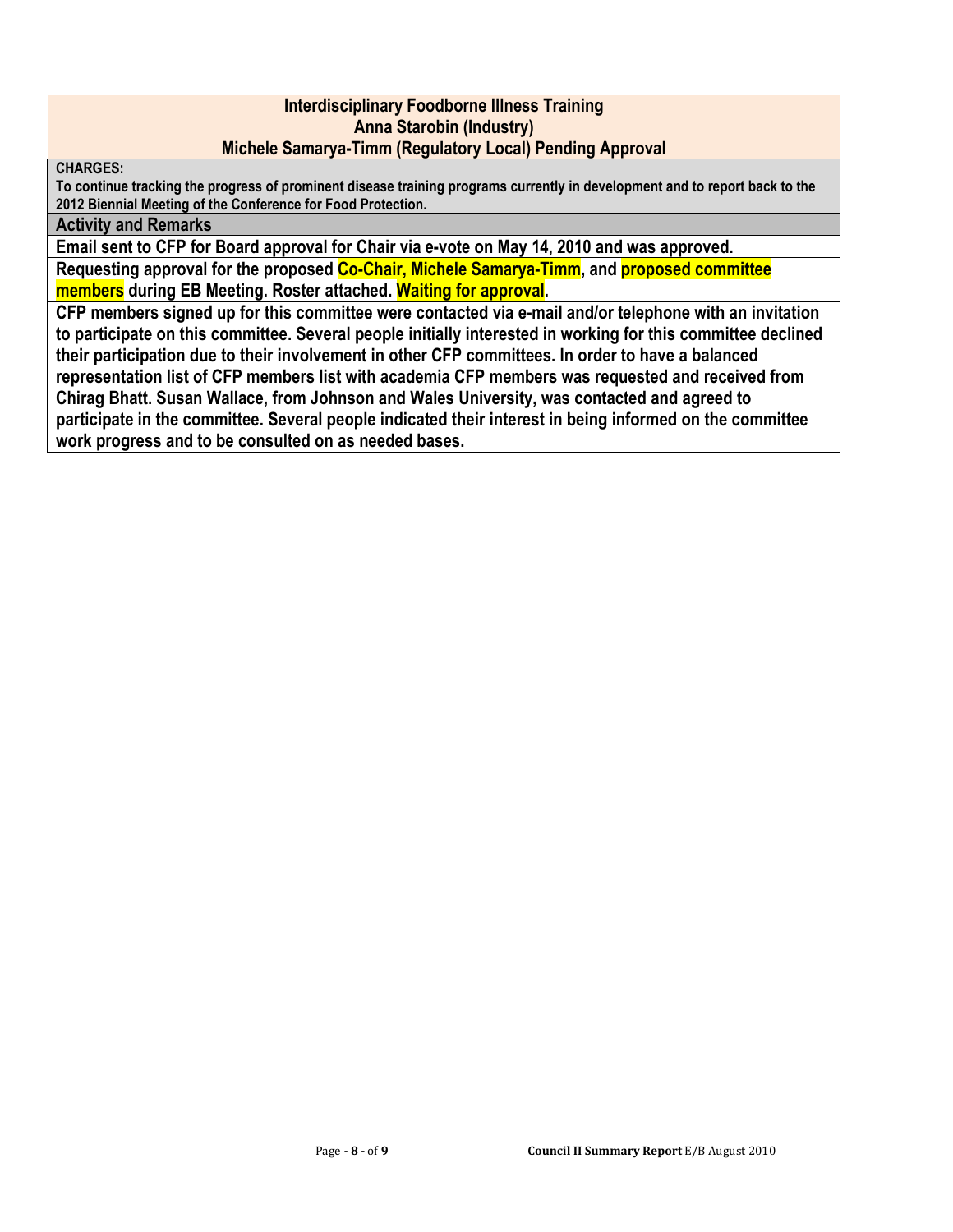**Interdisciplinary Foodborne Illness Training**
**Anna Starobin (Industry)**
**Michele Samarya-Timm (Regulatory Local) Pending Approval**

**CHARGES:**

**To continue tracking the progress of prominent disease training programs currently in development and to report back to the 2012 Biennial Meeting of the Conference for Food Protection.**

**Activity and Remarks**

**Email sent to CFP for Board approval for Chair via e-vote on May 14, 2010 and was approved.**

**Requesting approval for the proposed Co-Chair, Michele Samarya-Timm, and proposed committee members during EB Meeting. Roster attached. Waiting for approval.**

**CFP members signed up for this committee were contacted via e-mail and/or telephone with an invitation to participate on this committee. Several people initially interested in working for this committee declined their participation due to their involvement in other CFP committees. In order to have a balanced representation list of CFP members list with academia CFP members was requested and received from Chirag Bhatt. Susan Wallace, from Johnson and Wales University, was contacted and agreed to participate in the committee. Several people indicated their interest in being informed on the committee work progress and to be consulted on as needed bases.**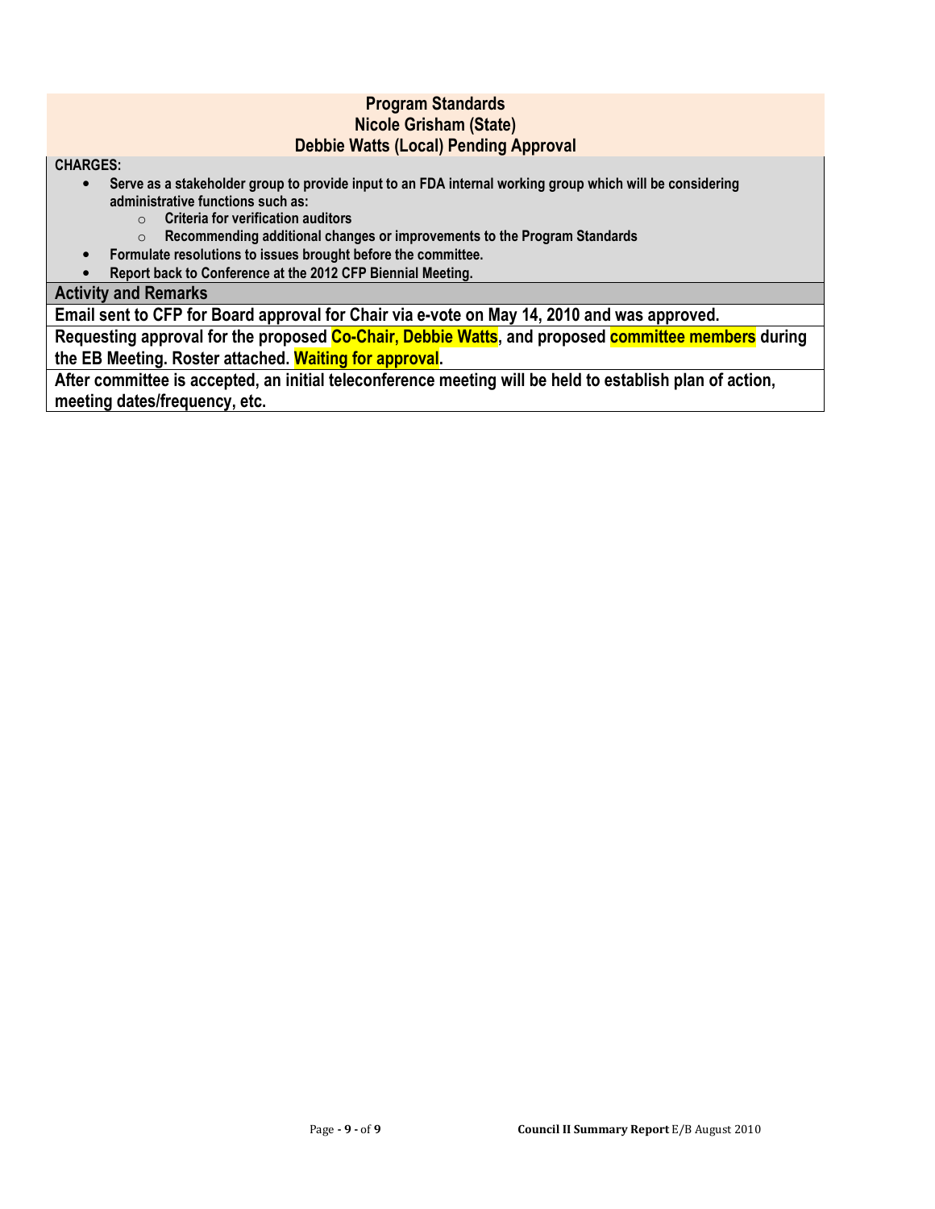## Program Standards
### Nicole Grisham (State)
### Debbie Watts (Local) Pending Approval

**CHARGES:**

- **Serve as a stakeholder group to provide input to an FDA internal working group which will be considering administrative functions such as:**
  - **Criteria for verification auditors**
  - **Recommending additional changes or improvements to the Program Standards**
- **Formulate resolutions to issues brought before the committee.**
- **Report back to Conference at the 2012 CFP Biennial Meeting.**

| Activity and Remarks |
|---|
| **Email sent to CFP for Board approval for Chair via e-vote on May 14, 2010 and was approved.** |
| **Requesting approval for the proposed Co-Chair, Debbie Watts, and proposed committee members during the EB Meeting. Roster attached. Waiting for approval.** |
| **After committee is accepted, an initial teleconference meeting will be held to establish plan of action, meeting dates/frequency, etc.** |